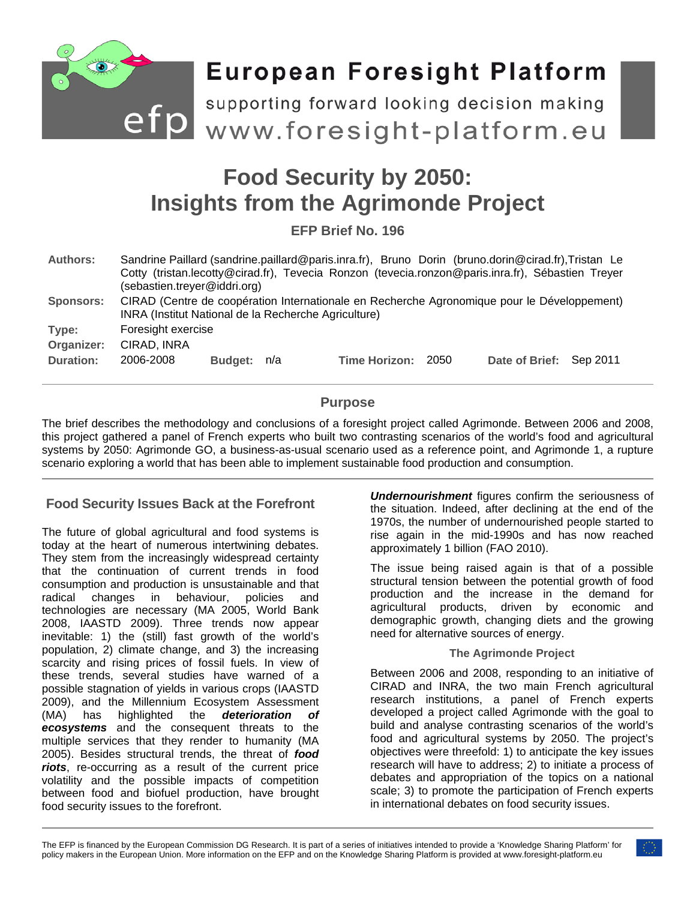# European Foresight Platform

supporting forward looking decision making

www.foresight-platform.eu

# Food Security by 2050: Insights from the Agrimonde Project

**EFP Brief No. 196**

| | |
|---|---|
| **Authors:** | Sandrine Paillard (sandrine.paillard@paris.inra.fr), Bruno Dorin (bruno.dorin@cirad.fr), Tristan Le Cotty (tristan.lecotty@cirad.fr), Tevecia Ronzon (tevecia.ronzon@paris.inra.fr), Sébastien Treyer (sebastien.treyer@iddri.org) |
| **Sponsors:** | CIRAD (Centre de coopération Internationale en Recherche Agronomique pour le Développement) INRA (Institut National de la Recherche Agriculture) |
| **Type:** | Foresight exercise |
| **Organizer:** | CIRAD, INRA |
| **Duration:** | 2006-2008 **Budget:** n/a **Time Horizon:** 2050 **Date of Brief:** Sep 2011 |

## Purpose

The brief describes the methodology and conclusions of a foresight project called Agrimonde. Between 2006 and 2008, this project gathered a panel of French experts who built two contrasting scenarios of the world's food and agricultural systems by 2050: Agrimonde GO, a business-as-usual scenario used as a reference point, and Agrimonde 1, a rupture scenario exploring a world that has been able to implement sustainable food production and consumption.

## Food Security Issues Back at the Forefront

The future of global agricultural and food systems is today at the heart of numerous intertwining debates. They stem from the increasingly widespread certainty that the continuation of current trends in food consumption and production is unsustainable and that radical changes in behaviour, policies and technologies are necessary (MA 2005, World Bank 2008, IAASTD 2009). Three trends now appear inevitable: 1) the (still) fast growth of the world's population, 2) climate change, and 3) the increasing scarcity and rising prices of fossil fuels. In view of these trends, several studies have warned of a possible stagnation of yields in various crops (IAASTD 2009), and the Millennium Ecosystem Assessment (MA) has highlighted the ***deterioration of ecosystems*** and the consequent threats to the multiple services that they render to humanity (MA 2005). Besides structural trends, the threat of ***food riots***, re-occurring as a result of the current price volatility and the possible impacts of competition between food and biofuel production, have brought food security issues to the forefront.

***Undernourishment*** figures confirm the seriousness of the situation. Indeed, after declining at the end of the 1970s, the number of undernourished people started to rise again in the mid-1990s and has now reached approximately 1 billion (FAO 2010).

The issue being raised again is that of a possible structural tension between the potential growth of food production and the increase in the demand for agricultural products, driven by economic and demographic growth, changing diets and the growing need for alternative sources of energy.

### The Agrimonde Project

Between 2006 and 2008, responding to an initiative of CIRAD and INRA, the two main French agricultural research institutions, a panel of French experts developed a project called Agrimonde with the goal to build and analyse contrasting scenarios of the world's food and agricultural systems by 2050. The project's objectives were threefold: 1) to anticipate the key issues research will have to address; 2) to initiate a process of debates and appropriation of the topics on a national scale; 3) to promote the participation of French experts in international debates on food security issues.

The EFP is financed by the European Commission DG Research. It is part of a series of initiatives intended to provide a 'Knowledge Sharing Platform' for policy makers in the European Union. More information on the EFP and on the Knowledge Sharing Platform is provided at www.foresight-platform.eu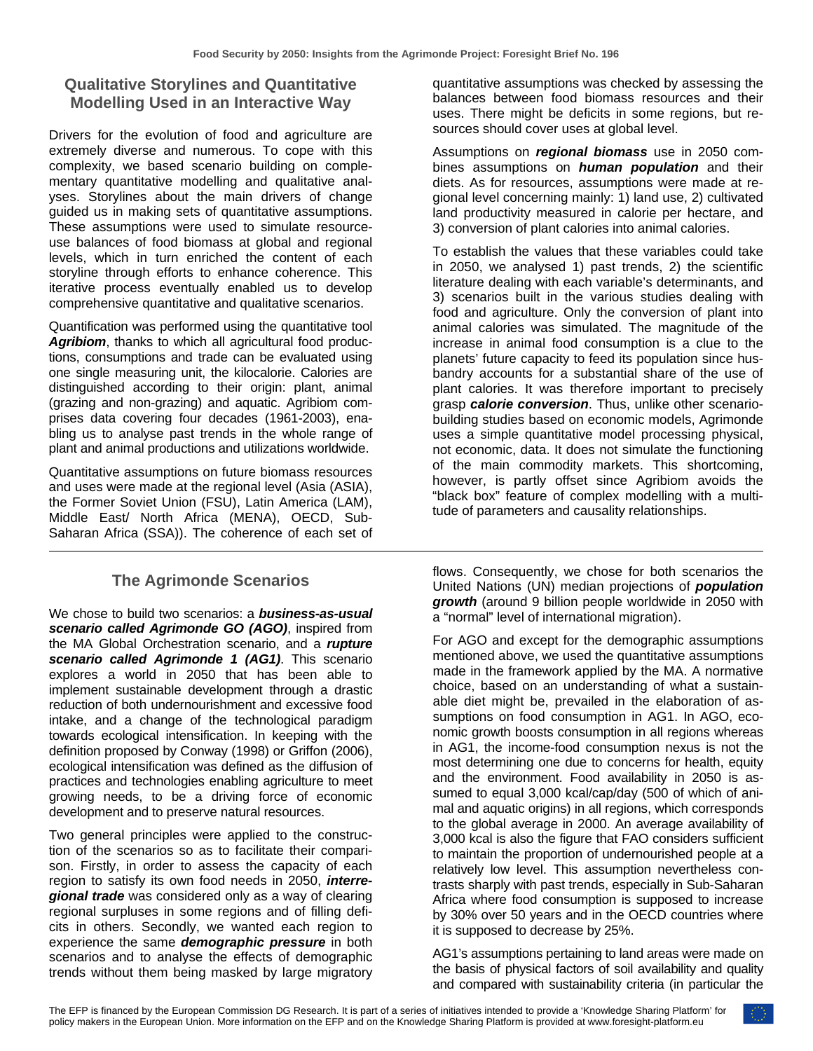## Qualitative Storylines and Quantitative Modelling Used in an Interactive Way

Drivers for the evolution of food and agriculture are extremely diverse and numerous. To cope with this complexity, we based scenario building on complementary quantitative modelling and qualitative analyses. Storylines about the main drivers of change guided us in making sets of quantitative assumptions. These assumptions were used to simulate resource-use balances of food biomass at global and regional levels, which in turn enriched the content of each storyline through efforts to enhance coherence. This iterative process eventually enabled us to develop comprehensive quantitative and qualitative scenarios.

Quantification was performed using the quantitative tool ***Agribiom***, thanks to which all agricultural food productions, consumptions and trade can be evaluated using one single measuring unit, the kilocalorie. Calories are distinguished according to their origin: plant, animal (grazing and non-grazing) and aquatic. Agribiom comprises data covering four decades (1961-2003), enabling us to analyse past trends in the whole range of plant and animal productions and utilizations worldwide.

Quantitative assumptions on future biomass resources and uses were made at the regional level (Asia (ASIA), the Former Soviet Union (FSU), Latin America (LAM), Middle East/ North Africa (MENA), OECD, Sub-Saharan Africa (SSA)). The coherence of each set of quantitative assumptions was checked by assessing the balances between food biomass resources and their uses. There might be deficits in some regions, but resources should cover uses at global level.

Assumptions on ***regional biomass*** use in 2050 combines assumptions on ***human population*** and their diets. As for resources, assumptions were made at regional level concerning mainly: 1) land use, 2) cultivated land productivity measured in calorie per hectare, and 3) conversion of plant calories into animal calories.

To establish the values that these variables could take in 2050, we analysed 1) past trends, 2) the scientific literature dealing with each variable's determinants, and 3) scenarios built in the various studies dealing with food and agriculture. Only the conversion of plant into animal calories was simulated. The magnitude of the increase in animal food consumption is a clue to the planets' future capacity to feed its population since husbandry accounts for a substantial share of the use of plant calories. It was therefore important to precisely grasp ***calorie conversion***. Thus, unlike other scenario-building studies based on economic models, Agrimonde uses a simple quantitative model processing physical, not economic, data. It does not simulate the functioning of the main commodity markets. This shortcoming, however, is partly offset since Agribiom avoids the "black box" feature of complex modelling with a multitude of parameters and causality relationships.

## The Agrimonde Scenarios

We chose to build two scenarios: a ***business-as-usual scenario called Agrimonde GO (AGO)***, inspired from the MA Global Orchestration scenario, and a ***rupture scenario called Agrimonde 1 (AG1)***. This scenario explores a world in 2050 that has been able to implement sustainable development through a drastic reduction of both undernourishment and excessive food intake, and a change of the technological paradigm towards ecological intensification. In keeping with the definition proposed by Conway (1998) or Griffon (2006), ecological intensification was defined as the diffusion of practices and technologies enabling agriculture to meet growing needs, to be a driving force of economic development and to preserve natural resources.

Two general principles were applied to the construction of the scenarios so as to facilitate their comparison. Firstly, in order to assess the capacity of each region to satisfy its own food needs in 2050, ***interregional trade*** was considered only as a way of clearing regional surpluses in some regions and of filling deficits in others. Secondly, we wanted each region to experience the same ***demographic pressure*** in both scenarios and to analyse the effects of demographic trends without them being masked by large migratory flows. Consequently, we chose for both scenarios the United Nations (UN) median projections of ***population growth*** (around 9 billion people worldwide in 2050 with a "normal" level of international migration).

For AGO and except for the demographic assumptions mentioned above, we used the quantitative assumptions made in the framework applied by the MA. A normative choice, based on an understanding of what a sustainable diet might be, prevailed in the elaboration of assumptions on food consumption in AG1. In AGO, economic growth boosts consumption in all regions whereas in AG1, the income-food consumption nexus is not the most determining one due to concerns for health, equity and the environment. Food availability in 2050 is assumed to equal 3,000 kcal/cap/day (500 of which of animal and aquatic origins) in all regions, which corresponds to the global average in 2000. An average availability of 3,000 kcal is also the figure that FAO considers sufficient to maintain the proportion of undernourished people at a relatively low level. This assumption nevertheless contrasts sharply with past trends, especially in Sub-Saharan Africa where food consumption is supposed to increase by 30% over 50 years and in the OECD countries where it is supposed to decrease by 25%.

AG1's assumptions pertaining to land areas were made on the basis of physical factors of soil availability and quality and compared with sustainability criteria (in particular the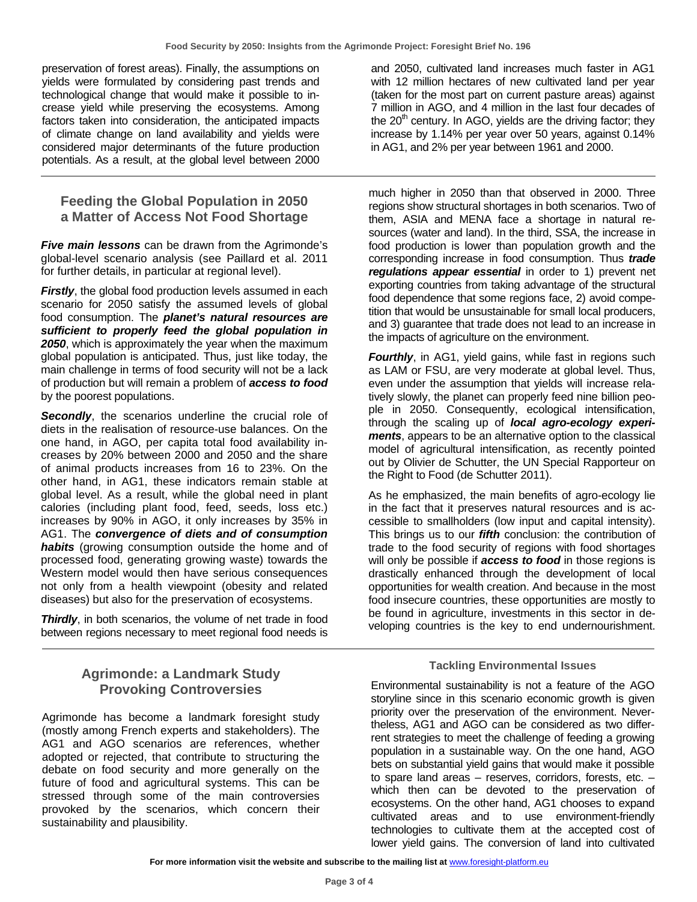preservation of forest areas). Finally, the assumptions on yields were formulated by considering past trends and technological change that would make it possible to increase yield while preserving the ecosystems. Among factors taken into consideration, the anticipated impacts of climate change on land availability and yields were considered major determinants of the future production potentials. As a result, at the global level between 2000 and 2050, cultivated land increases much faster in AG1 with 12 million hectares of new cultivated land per year (taken for the most part on current pasture areas) against 7 million in AGO, and 4 million in the last four decades of the 20th century. In AGO, yields are the driving factor; they increase by 1.14% per year over 50 years, against 0.14% in AG1, and 2% per year between 1961 and 2000.

## Feeding the Global Population in 2050 a Matter of Access Not Food Shortage

***Five main lessons*** can be drawn from the Agrimonde's global-level scenario analysis (see Paillard et al. 2011 for further details, in particular at regional level).

***Firstly***, the global food production levels assumed in each scenario for 2050 satisfy the assumed levels of global food consumption. The ***planet's natural resources are sufficient to properly feed the global population in 2050***, which is approximately the year when the maximum global population is anticipated. Thus, just like today, the main challenge in terms of food security will not be a lack of production but will remain a problem of ***access to food*** by the poorest populations.

***Secondly***, the scenarios underline the crucial role of diets in the realisation of resource-use balances. On the one hand, in AGO, per capita total food availability increases by 20% between 2000 and 2050 and the share of animal products increases from 16 to 23%. On the other hand, in AG1, these indicators remain stable at global level. As a result, while the global need in plant calories (including plant food, feed, seeds, loss etc.) increases by 90% in AGO, it only increases by 35% in AG1. The ***convergence of diets and of consumption habits*** (growing consumption outside the home and of processed food, generating growing waste) towards the Western model would then have serious consequences not only from a health viewpoint (obesity and related diseases) but also for the preservation of ecosystems.

***Thirdly***, in both scenarios, the volume of net trade in food between regions necessary to meet regional food needs is much higher in 2050 than that observed in 2000. Three regions show structural shortages in both scenarios. Two of them, ASIA and MENA face a shortage in natural resources (water and land). In the third, SSA, the increase in food production is lower than population growth and the corresponding increase in food consumption. Thus ***trade regulations appear essential*** in order to 1) prevent net exporting countries from taking advantage of the structural food dependence that some regions face, 2) avoid competition that would be unsustainable for small local producers, and 3) guarantee that trade does not lead to an increase in the impacts of agriculture on the environment.

***Fourthly***, in AG1, yield gains, while fast in regions such as LAM or FSU, are very moderate at global level. Thus, even under the assumption that yields will increase relatively slowly, the planet can properly feed nine billion people in 2050. Consequently, ecological intensification, through the scaling up of ***local agro-ecology experiments***, appears to be an alternative option to the classical model of agricultural intensification, as recently pointed out by Olivier de Schutter, the UN Special Rapporteur on the Right to Food (de Schutter 2011).

As he emphasized, the main benefits of agro-ecology lie in the fact that it preserves natural resources and is accessible to smallholders (low input and capital intensity). This brings us to our ***fifth*** conclusion: the contribution of trade to the food security of regions with food shortages will only be possible if ***access to food*** in those regions is drastically enhanced through the development of local opportunities for wealth creation. And because in the most food insecure countries, these opportunities are mostly to be found in agriculture, investments in this sector in developing countries is the key to end undernourishment.

## Agrimonde: a Landmark Study Provoking Controversies

Agrimonde has become a landmark foresight study (mostly among French experts and stakeholders). The AG1 and AGO scenarios are references, whether adopted or rejected, that contribute to structuring the debate on food security and more generally on the future of food and agricultural systems. This can be stressed through some of the main controversies provoked by the scenarios, which concern their sustainability and plausibility.

### Tackling Environmental Issues

Environmental sustainability is not a feature of the AGO storyline since in this scenario economic growth is given priority over the preservation of the environment. Nevertheless, AG1 and AGO can be considered as two different strategies to meet the challenge of feeding a growing population in a sustainable way. On the one hand, AGO bets on substantial yield gains that would make it possible to spare land areas – reserves, corridors, forests, etc. – which then can be devoted to the preservation of ecosystems. On the other hand, AG1 chooses to expand cultivated areas and to use environment-friendly technologies to cultivate them at the accepted cost of lower yield gains. The conversion of land into cultivated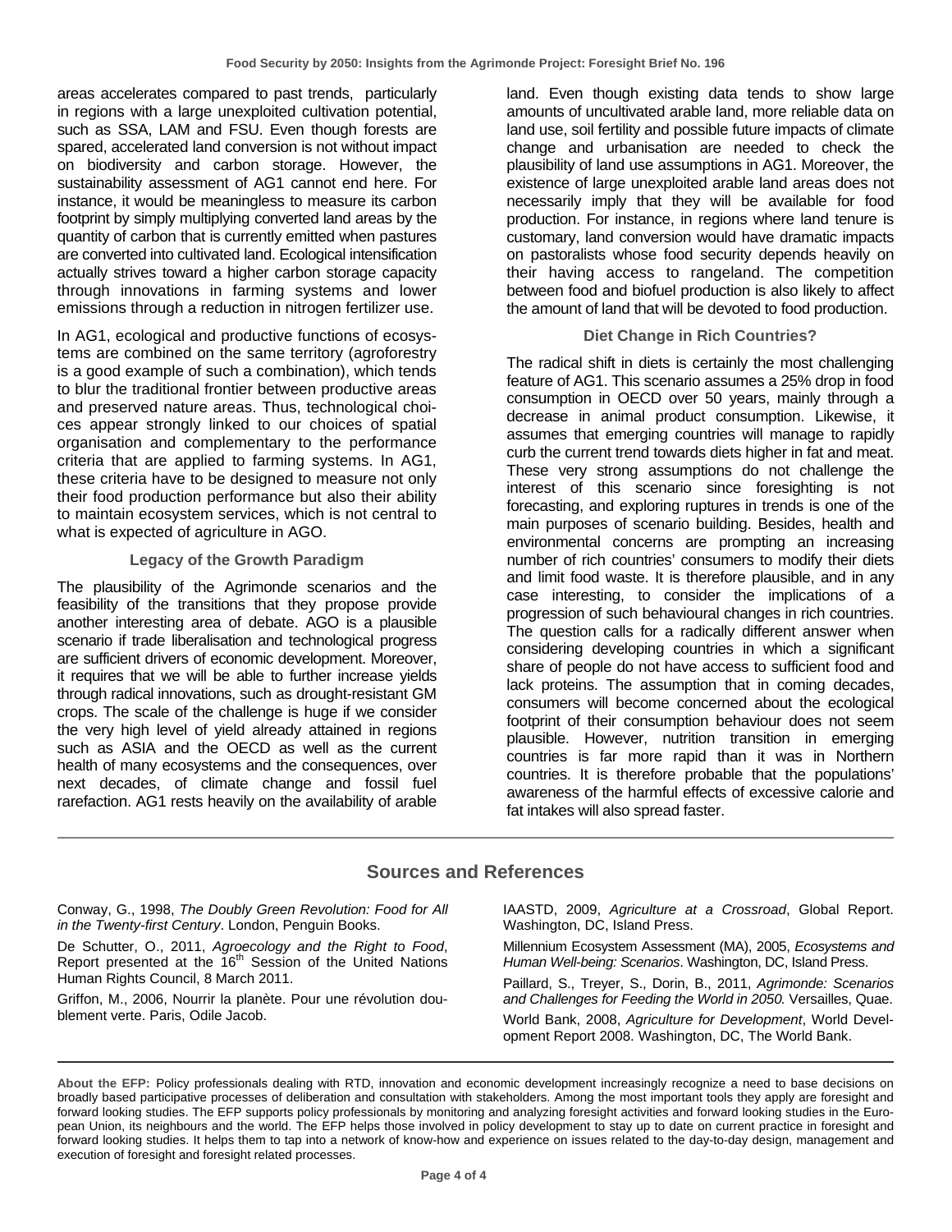areas accelerates compared to past trends, particularly in regions with a large unexploited cultivation potential, such as SSA, LAM and FSU. Even though forests are spared, accelerated land conversion is not without impact on biodiversity and carbon storage. However, the sustainability assessment of AG1 cannot end here. For instance, it would be meaningless to measure its carbon footprint by simply multiplying converted land areas by the quantity of carbon that is currently emitted when pastures are converted into cultivated land. Ecological intensification actually strives toward a higher carbon storage capacity through innovations in farming systems and lower emissions through a reduction in nitrogen fertilizer use.

In AG1, ecological and productive functions of ecosystems are combined on the same territory (agroforestry is a good example of such a combination), which tends to blur the traditional frontier between productive areas and preserved nature areas. Thus, technological choices appear strongly linked to our choices of spatial organisation and complementary to the performance criteria that are applied to farming systems. In AG1, these criteria have to be designed to measure not only their food production performance but also their ability to maintain ecosystem services, which is not central to what is expected of agriculture in AGO.

### Legacy of the Growth Paradigm

The plausibility of the Agrimonde scenarios and the feasibility of the transitions that they propose provide another interesting area of debate. AGO is a plausible scenario if trade liberalisation and technological progress are sufficient drivers of economic development. Moreover, it requires that we will be able to further increase yields through radical innovations, such as drought-resistant GM crops. The scale of the challenge is huge if we consider the very high level of yield already attained in regions such as ASIA and the OECD as well as the current health of many ecosystems and the consequences, over next decades, of climate change and fossil fuel rarefaction. AG1 rests heavily on the availability of arable land. Even though existing data tends to show large amounts of uncultivated arable land, more reliable data on land use, soil fertility and possible future impacts of climate change and urbanisation are needed to check the plausibility of land use assumptions in AG1. Moreover, the existence of large unexploited arable land areas does not necessarily imply that they will be available for food production. For instance, in regions where land tenure is customary, land conversion would have dramatic impacts on pastoralists whose food security depends heavily on their having access to rangeland. The competition between food and biofuel production is also likely to affect the amount of land that will be devoted to food production.

### Diet Change in Rich Countries?

The radical shift in diets is certainly the most challenging feature of AG1. This scenario assumes a 25% drop in food consumption in OECD over 50 years, mainly through a decrease in animal product consumption. Likewise, it assumes that emerging countries will manage to rapidly curb the current trend towards diets higher in fat and meat. These very strong assumptions do not challenge the interest of this scenario since foresighting is not forecasting, and exploring ruptures in trends is one of the main purposes of scenario building. Besides, health and environmental concerns are prompting an increasing number of rich countries' consumers to modify their diets and limit food waste. It is therefore plausible, and in any case interesting, to consider the implications of a progression of such behavioural changes in rich countries. The question calls for a radically different answer when considering developing countries in which a significant share of people do not have access to sufficient food and lack proteins. The assumption that in coming decades, consumers will become concerned about the ecological footprint of their consumption behaviour does not seem plausible. However, nutrition transition in emerging countries is far more rapid than it was in Northern countries. It is therefore probable that the populations' awareness of the harmful effects of excessive calorie and fat intakes will also spread faster.

## Sources and References

Conway, G., 1998, *The Doubly Green Revolution: Food for All in the Twenty-first Century*. London, Penguin Books.

De Schutter, O., 2011, *Agroecology and the Right to Food*, Report presented at the 16th Session of the United Nations Human Rights Council, 8 March 2011.

Griffon, M., 2006, Nourrir la planète. Pour une révolution doublement verte. Paris, Odile Jacob.

IAASTD, 2009, *Agriculture at a Crossroad*, Global Report. Washington, DC, Island Press.

Millennium Ecosystem Assessment (MA), 2005, *Ecosystems and Human Well-being: Scenarios*. Washington, DC, Island Press.

Paillard, S., Treyer, S., Dorin, B., 2011, *Agrimonde: Scenarios and Challenges for Feeding the World in 2050.* Versailles, Quae.

World Bank, 2008, *Agriculture for Development*, World Development Report 2008. Washington, DC, The World Bank.

**About the EFP:** Policy professionals dealing with RTD, innovation and economic development increasingly recognize a need to base decisions on broadly based participative processes of deliberation and consultation with stakeholders. Among the most important tools they apply are foresight and forward looking studies. The EFP supports policy professionals by monitoring and analyzing foresight activities and forward looking studies in the European Union, its neighbours and the world. The EFP helps those involved in policy development to stay up to date on current practice in foresight and forward looking studies. It helps them to tap into a network of know-how and experience on issues related to the day-to-day design, management and execution of foresight and foresight related processes.